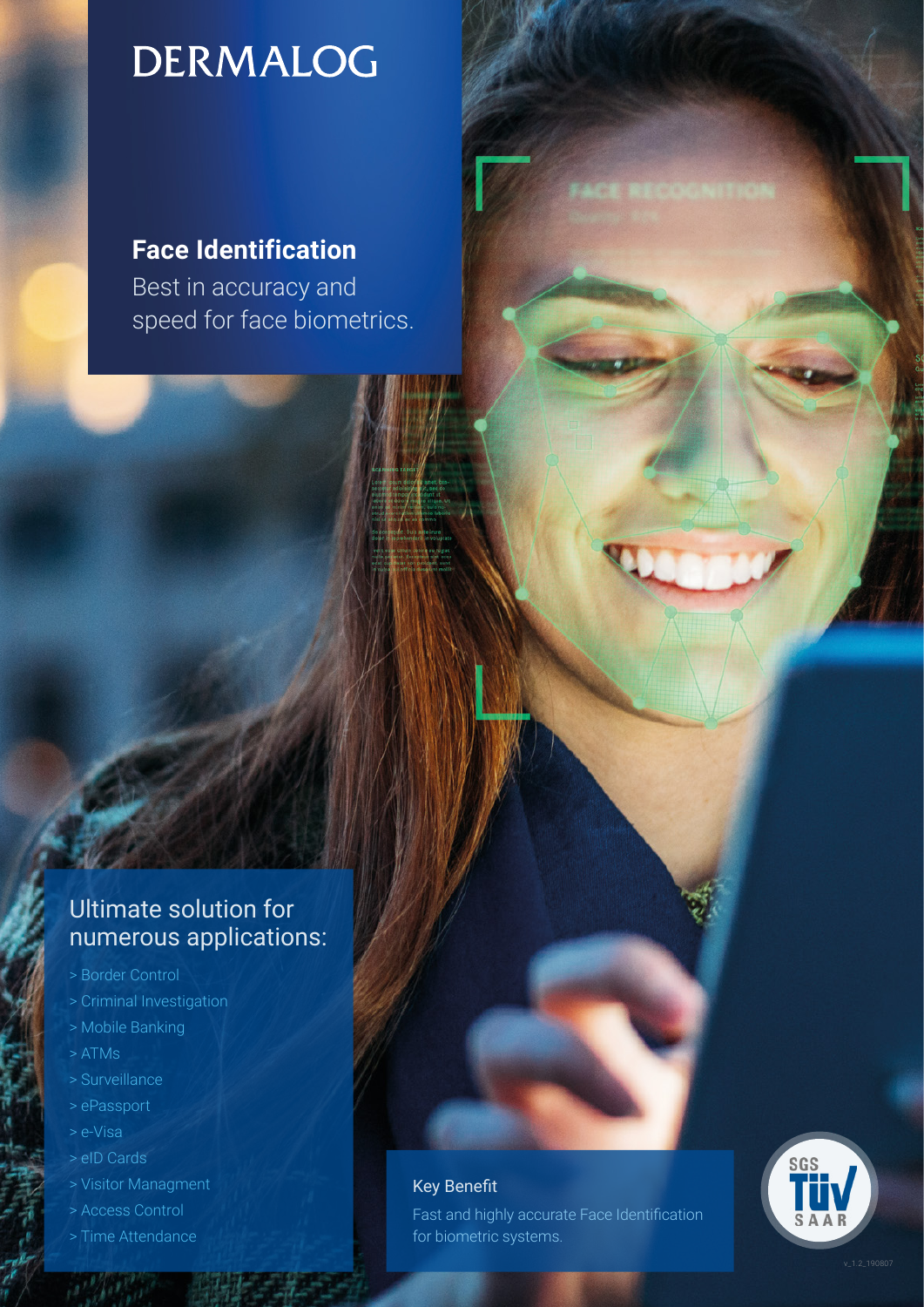# DERMALOG

## Face Identification

Best in accuracy and speed for face biometrics.

## Ultimate solution for numerous applications:

> Border Control
> Criminal Investigation
> Mobile Banking
> ATMs
> Surveillance
> ePassport
> e-Visa
> eID Cards
> Visitor Managment
> Access Control
> Time Attendance

**Key Benefit**

Fast and highly accurate Face Identification for biometric systems.

SGS TÜV SAAR

v_1.2_190807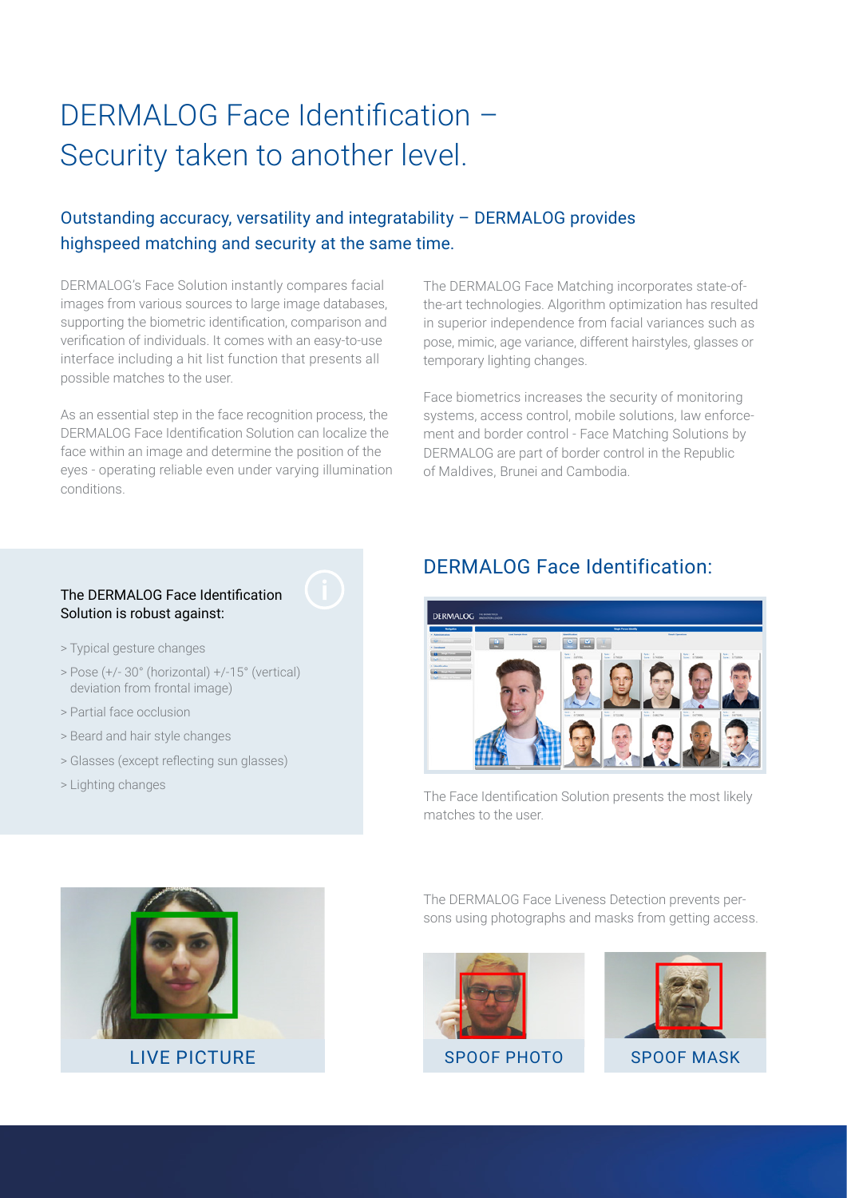# DERMALOG Face Identification – Security taken to another level.

## Outstanding accuracy, versatility and integratability – DERMALOG provides highspeed matching and security at the same time.

DERMALOG's Face Solution instantly compares facial images from various sources to large image databases, supporting the biometric identification, comparison and verification of individuals. It comes with an easy-to-use interface including a hit list function that presents all possible matches to the user.

As an essential step in the face recognition process, the DERMALOG Face Identification Solution can localize the face within an image and determine the position of the eyes - operating reliable even under varying illumination conditions.

The DERMALOG Face Matching incorporates state-of-the-art technologies. Algorithm optimization has resulted in superior independence from facial variances such as pose, mimic, age variance, different hairstyles, glasses or temporary lighting changes.

Face biometrics increases the security of monitoring systems, access control, mobile solutions, law enforcement and border control - Face Matching Solutions by DERMALOG are part of border control in the Republic of Maldives, Brunei and Cambodia.

The DERMALOG Face Identification Solution is robust against:

- Typical gesture changes
- Pose (+/- 30° (horizontal) +/-15° (vertical) deviation from frontal image)
- Partial face occlusion
- Beard and hair style changes
- Glasses (except reflecting sun glasses)
- Lighting changes

## DERMALOG Face Identification:

The Face Identification Solution presents the most likely matches to the user.

LIVE PICTURE

The DERMALOG Face Liveness Detection prevents persons using photographs and masks from getting access.

SPOOF PHOTO

SPOOF MASK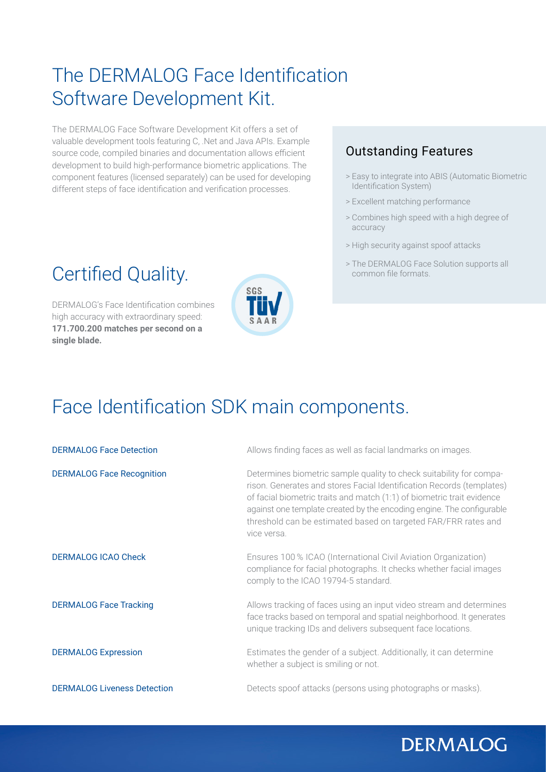# The DERMALOG Face Identification Software Development Kit.

The DERMALOG Face Software Development Kit offers a set of valuable development tools featuring C, .Net and Java APIs. Example source code, compiled binaries and documentation allows efficient development to build high-performance biometric applications. The component features (licensed separately) can be used for developing different steps of face identification and verification processes.

## Outstanding Features

- Easy to integrate into ABIS (Automatic Biometric Identification System)
- Excellent matching performance
- Combines high speed with a high degree of accuracy
- High security against spoof attacks
- The DERMALOG Face Solution supports all common file formats.

# Certified Quality.

DERMALOG's Face Identification combines high accuracy with extraordinary speed: **171.700.200 matches per second on a single blade.**

SGS TÜV SAAR

# Face Identification SDK main components.

| | |
|---|---|
| DERMALOG Face Detection | Allows finding faces as well as facial landmarks on images. |
| DERMALOG Face Recognition | Determines biometric sample quality to check suitability for comparison. Generates and stores Facial Identification Records (templates) of facial biometric traits and match (1:1) of biometric trait evidence against one template created by the encoding engine. The configurable threshold can be estimated based on targeted FAR/FRR rates and vice versa. |
| DERMALOG ICAO Check | Ensures 100 % ICAO (International Civil Aviation Organization) compliance for facial photographs. It checks whether facial images comply to the ICAO 19794-5 standard. |
| DERMALOG Face Tracking | Allows tracking of faces using an input video stream and determines face tracks based on temporal and spatial neighborhood. It generates unique tracking IDs and delivers subsequent face locations. |
| DERMALOG Expression | Estimates the gender of a subject. Additionally, it can determine whether a subject is smiling or not. |
| DERMALOG Liveness Detection | Detects spoof attacks (persons using photographs or masks). |

DERMALOG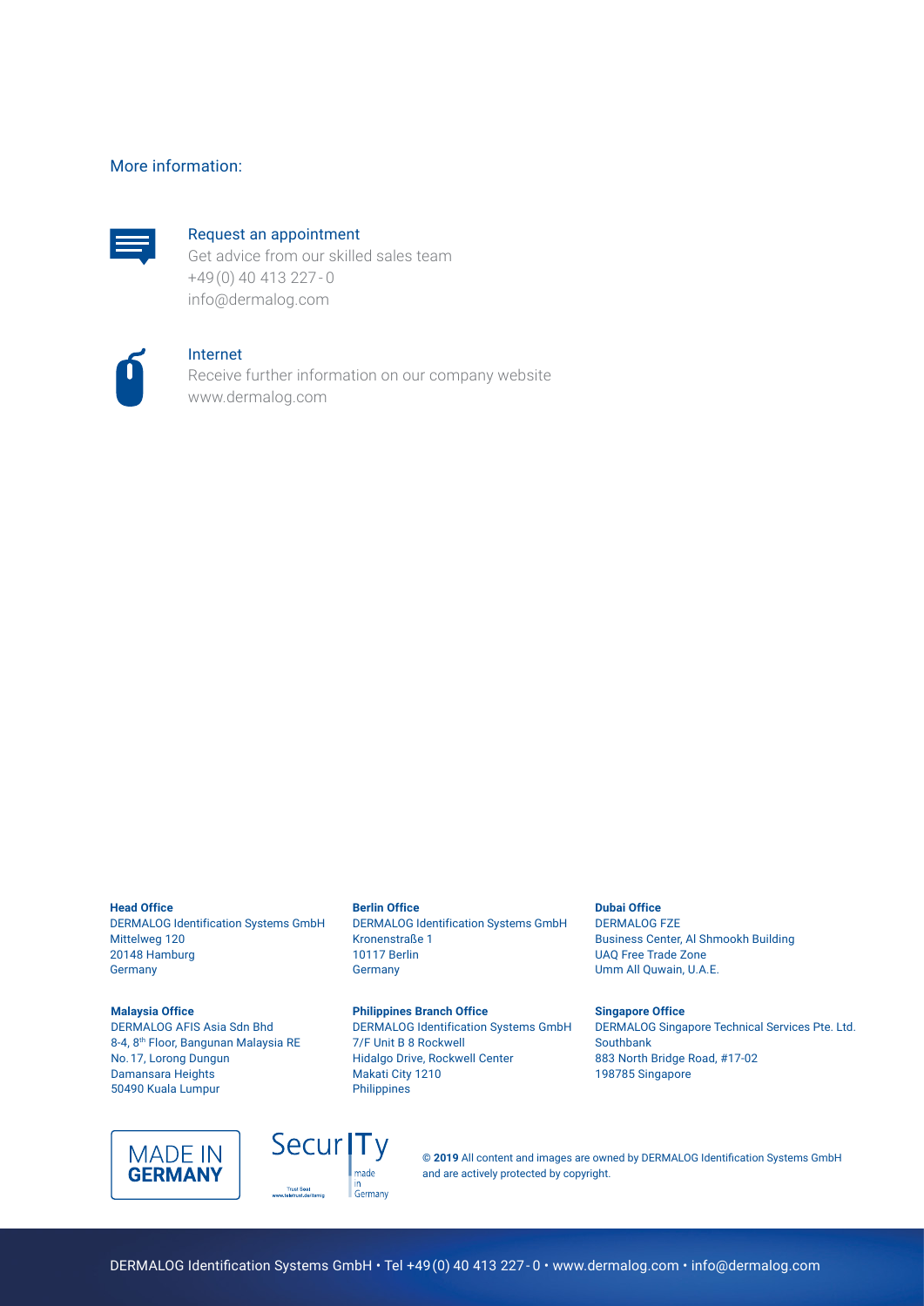More information:

**Request an appointment**
Get advice from our skilled sales team
+49 (0) 40 413 227 - 0
info@dermalog.com

**Internet**
Receive further information on our company website
www.dermalog.com

**Head Office**
DERMALOG Identification Systems GmbH
Mittelweg 120
20148 Hamburg
Germany

**Berlin Office**
DERMALOG Identification Systems GmbH
Kronenstraße 1
10117 Berlin
Germany

**Dubai Office**
DERMALOG FZE
Business Center, Al Shmookh Building
UAQ Free Trade Zone
Umm All Quwain, U.A.E.

**Malaysia Office**
DERMALOG AFIS Asia Sdn Bhd
8-4, 8th Floor, Bangunan Malaysia RE
No. 17, Lorong Dungun
Damansara Heights
50490 Kuala Lumpur

**Philippines Branch Office**
DERMALOG Identification Systems GmbH
7/F Unit B 8 Rockwell
Hidalgo Drive, Rockwell Center
Makati City 1210
Philippines

**Singapore Office**
DERMALOG Singapore Technical Services Pte. Ltd.
Southbank
883 North Bridge Road, #17-02
198785 Singapore

MADE IN **GERMANY**

SecurITy made in Germany

© **2019** All content and images are owned by DERMALOG Identification Systems GmbH and are actively protected by copyright.

DERMALOG Identification Systems GmbH • Tel +49 (0) 40 413 227 - 0 • www.dermalog.com • info@dermalog.com